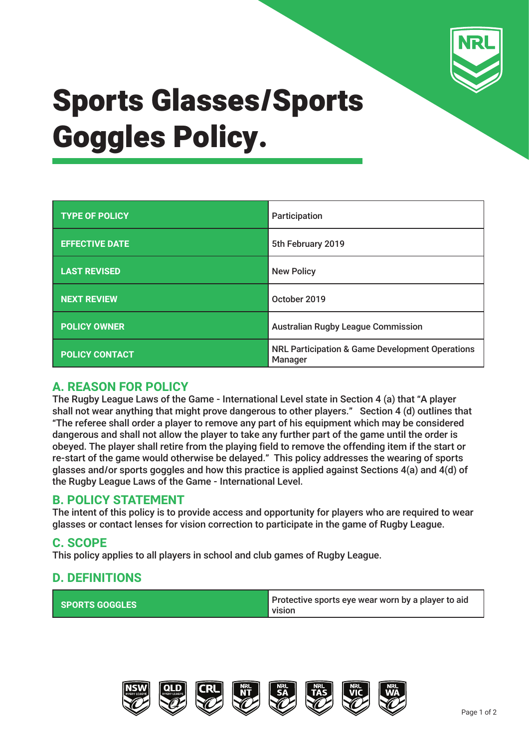# Sports Glasses/Sports Goggles Policy.

| TYPE OF POLICY | Participation |
| --- | --- |
| EFFECTIVE DATE | 5th February 2019 |
| LAST REVISED | New Policy |
| NEXT REVIEW | October 2019 |
| POLICY OWNER | Australian Rugby League Commission |
| POLICY CONTACT | NRL Participation & Game Development Operations Manager |

## A. REASON FOR POLICY

The Rugby League Laws of the Game - International Level state in Section 4 (a) that "A player shall not wear anything that might prove dangerous to other players." Section 4 (d) outlines that "The referee shall order a player to remove any part of his equipment which may be considered dangerous and shall not allow the player to take any further part of the game until the order is obeyed. The player shall retire from the playing field to remove the offending item if the start or re-start of the game would otherwise be delayed." This policy addresses the wearing of sports glasses and/or sports goggles and how this practice is applied against Sections 4(a) and 4(d) of the Rugby League Laws of the Game - International Level.

## B. POLICY STATEMENT

The intent of this policy is to provide access and opportunity for players who are required to wear glasses or contact lenses for vision correction to participate in the game of Rugby League.

## C. SCOPE

This policy applies to all players in school and club games of Rugby League.

## D. DEFINITIONS

| SPORTS GOGGLES | Protective sports eye wear worn by a player to aid vision |
| --- | --- |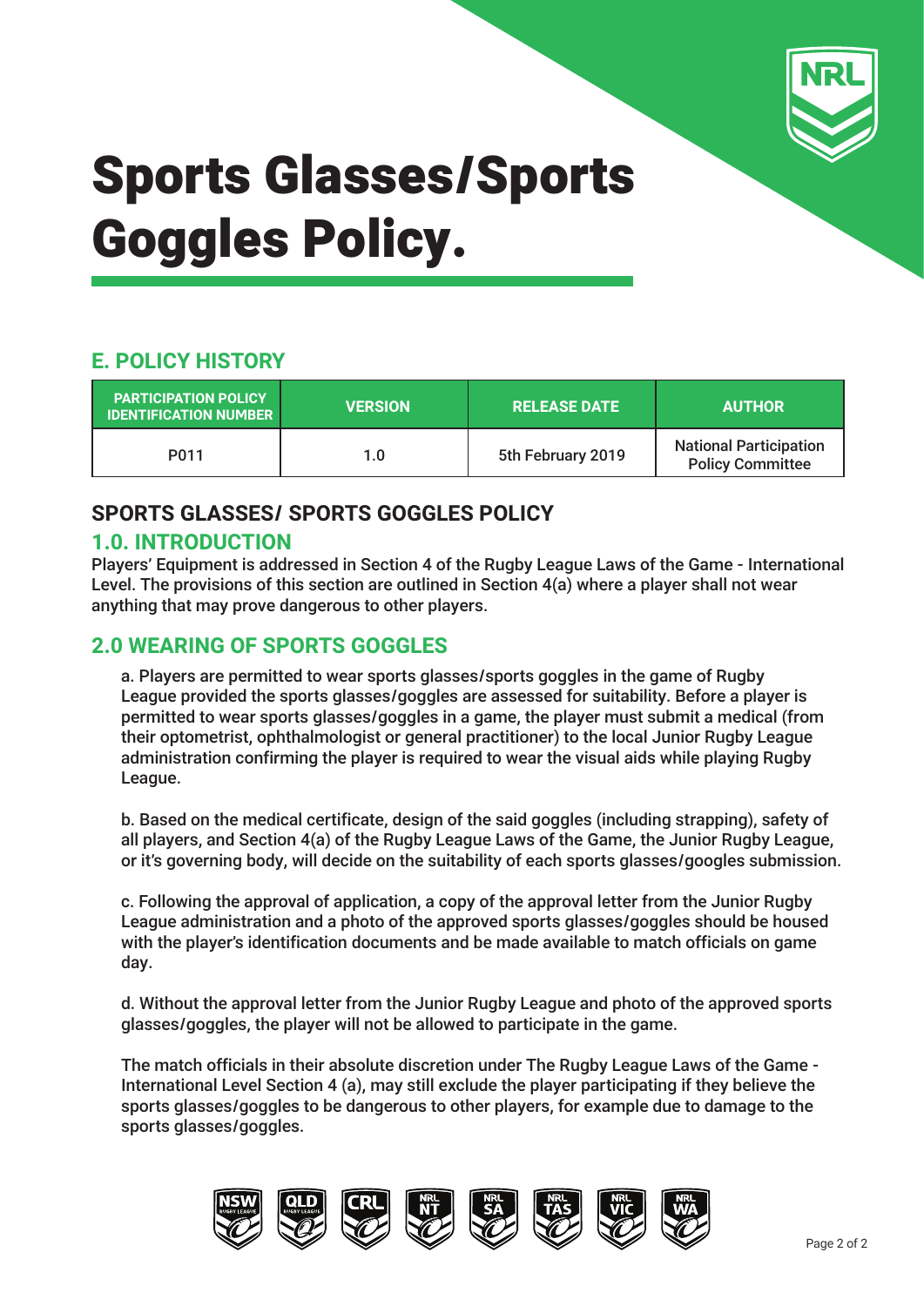# Sports Glasses/Sports Goggles Policy.

## E. POLICY HISTORY

| PARTICIPATION POLICY IDENTIFICATION NUMBER | VERSION | RELEASE DATE | AUTHOR |
|---|---|---|---|
| P011 | 1.0 | 5th February 2019 | National Participation Policy Committee |

## SPORTS GLASSES/ SPORTS GOGGLES POLICY

### 1.0. INTRODUCTION

Players' Equipment is addressed in Section 4 of the Rugby League Laws of the Game - International Level. The provisions of this section are outlined in Section 4(a) where a player shall not wear anything that may prove dangerous to other players.

### 2.0 WEARING OF SPORTS GOGGLES

a. Players are permitted to wear sports glasses/sports goggles in the game of Rugby League provided the sports glasses/goggles are assessed for suitability. Before a player is permitted to wear sports glasses/goggles in a game, the player must submit a medical (from their optometrist, ophthalmologist or general practitioner) to the local Junior Rugby League administration confirming the player is required to wear the visual aids while playing Rugby League.

b. Based on the medical certificate, design of the said goggles (including strapping), safety of all players, and Section 4(a) of the Rugby League Laws of the Game, the Junior Rugby League, or it's governing body, will decide on the suitability of each sports glasses/googles submission.

c. Following the approval of application, a copy of the approval letter from the Junior Rugby League administration and a photo of the approved sports glasses/goggles should be housed with the player's identification documents and be made available to match officials on game day.

d. Without the approval letter from the Junior Rugby League and photo of the approved sports glasses/goggles, the player will not be allowed to participate in the game.

The match officials in their absolute discretion under The Rugby League Laws of the Game - International Level Section 4 (a), may still exclude the player participating if they believe the sports glasses/goggles to be dangerous to other players, for example due to damage to the sports glasses/goggles.